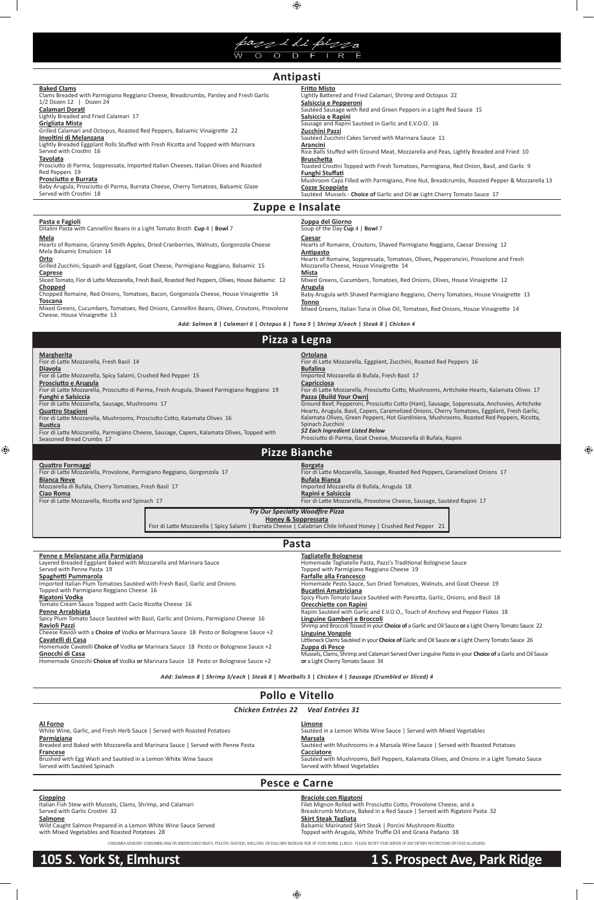# pazzi di pizza
WOODFIRE

## Antipasti

**Baked Clams**
Clams Breaded with Parmigiano Reggiano Cheese, Breadcrumbs, Parsley and Fresh Garlic
1/2 Dozen 12 | Dozen 24

**Calamari Dorati**
Lightly Breaded and Fried Calamari 17

**Grigliata Mista**
Grilled Calamari and Octopus, Roasted Red Peppers, Balsamic Vinaigrette 22

**Involtini di Melanzana**
Lightly Breaded Eggplant Rolls Stuffed with Fresh Ricotta and Topped with Marinara
Served with Crostini 16

**Tavolata**
Prosciutto di Parma, Soppressata, Imported Italian Cheeses, Italian Olives and Roasted Red Peppers 19

**Prosciutto e Burrata**
Baby Arugula, Prosciutto di Parma, Burrata Cheese, Cherry Tomatoes, Balsamic Glaze
Served with Crostini 18

**Fritto Misto**
Lightly Battered and Fried Calamari, Shrimp and Octopus 22

**Salsiccia e Pepperoni**
Sautéed Sausage with Red and Green Peppers in a Light Red Sauce 15

**Salsiccia e Rapini**
Sausage and Rapini Sautéed in Garlic and E.V.O.O. 16

**Zucchini Pazzi**
Sautéed Zucchini Cakes Served with Marinara Sauce 11

**Arancini**
Rice Balls Stuffed with Ground Meat, Mozzarella and Peas, Lightly Breaded and Fried 10

**Bruschetta**
Toasted Crostini Topped with Fresh Tomatoes, Parmigiana, Red Onion, Basil, and Garlic 9

**Funghi Stuffati**
Mushroom Caps Filled with Parmigiano, Pine Nut, Breadcrumbs, Roasted Pepper & Mozzarella 13

**Cozze Scoppiate**
Sautéed Mussels - **Choice of** Garlic and Oil **or** Light Cherry Tomato Sauce 17

## Zuppe e Insalate

**Pasta e Fagioli**
Ditalini Pasta with Cannellini Beans in a Light Tomato Broth **Cup** 4 | **Bowl** 7

**Mela**
Hearts of Romaine, Granny Smith Apples, Dried Cranberries, Walnuts, Gorgonzola Cheese
Mela Balsamic Emulsion 14

**Orto**
Grilled Zucchini, Squash and Eggplant, Goat Cheese, Parmigiano Reggiano, Balsamic 15

**Caprese**
Sliced Tomato, Fior di Latte Mozzarella, Fresh Basil, Roasted Red Peppers, Olives, House Balsamic 12

**Chopped**
Chopped Romaine, Red Onions, Tomatoes, Bacon, Gorgonzola Cheese, House Vinaigrette 14

**Toscana**
Mixed Greens, Cucumbers, Tomatoes, Red Onions, Cannellini Beans, Olives, Croutons, Provolone Cheese, House Vinaigrette 13

**Zuppa del Giorno**
Soup of the Day **Cup** 4 | **Bowl** 7

**Caesar**
Hearts of Romaine, Croutons, Shaved Parmigiano Reggiano, Caesar Dressing 12

**Antipasto**
Hearts of Romaine, Soppressata, Tomatoes, Olives, Pepperoncini, Provolone and Fresh Mozzarella Cheese, House Vinaigrette 14

**Mista**
Mixed Greens, Cucumbers, Tomatoes, Red Onions, Olives, House Vinaigrette 12

**Arugula**
Baby Arugula with Shaved Parmigiano Reggiano, Cherry Tomatoes, House Vinaigrette 13

**Tonno**
Mixed Greens, Italian Tuna in Olive Oil, Tomatoes, Red Onions, House Vinaigrette 14

*Add: Salmon 8 | Calamari 6 | Octopus 6 | Tuna 5 | Shrimp 3/each | Steak 8 | Chicken 4*

## Pizza a Legna

**Margherita**
Fior di Latte Mozzarella, Fresh Basil 14

**Diavola**
Fior di Latte Mozzarella, Spicy Salami, Crushed Red Pepper 15

**Prosciutto e Arugula**
Fior di Latte Mozzarella, Prosciutto di Parma, Fresh Arugula, Shaved Parmigiano Reggiano 19

**Funghi e Salsiccia**
Fior di Latte Mozzarella, Sausage, Mushrooms 17

**Quattro Stagioni**
Fior di Latte Mozzarella, Mushrooms, Prosciutto Cotto, Kalamata Olives 16

**Rustica**
Fior di Latte Mozzarella, Parmigiano Cheese, Sausage, Capers, Kalamata Olives, Topped with Seasoned Bread Crumbs 17

**Ortolana**
Fior di Latte Mozzarella, Eggplant, Zucchini, Roasted Red Peppers 16

**Bufalina**
Imported Mozzarella di Bufala, Fresh Basil 17

**Capricciosa**
Fior di Latte Mozzarella, Prosciutto Cotto, Mushrooms, Artichoke Hearts, Kalamata Olives 17

**Pazza (Build Your Own)**
Ground Beef, Pepperoni, Prosciutto Cotto (Ham), Sausage, Soppressata, Anchovies, Artichoke Hearts, Arugula, Basil, Capers, Caramelized Onions, Cherry Tomatoes, Eggplant, Fresh Garlic, Kalamata Olives, Green Peppers, Hot Giardiniera, Mushrooms, Roasted Red Peppers, Ricotta, Spinach Zucchini
*$2 Each Ingredient Listed Below*
Prosciutto di Parma, Goat Cheese, Mozzarella di Bufala, Rapini

## Pizze Bianche

**Quattro Formaggi**
Fior di Latte Mozzarella, Provolone, Parmigiano Reggiano, Gorgonzola 17

**Bianca Neve**
Mozzarella di Bufala, Cherry Tomatoes, Fresh Basil 17

**Ciao Roma**
Fior di Latte Mozzarella, Ricotta and Spinach 17

**Borgata**
Fior di Latte Mozzarella, Sausage, Roasted Red Peppers, Caramelized Onions 17

**Bufala Bianca**
Imported Mozzarella di Bufala, Arugula 18

**Rapini e Salsiccia**
Fior di Latte Mozzarella, Provolone Cheese, Sausage, Sautéed Rapini 17

*Try Our Specialty Woodfire Pizza*
**Honey & Soppressata**
Fior di Latte Mozzarella | Spicy Salami | Burrata Cheese | Calabrian Chile Infused Honey | Crushed Red Pepper 21

## Pasta

**Penne e Melanzane alla Parmigiana**
Layered Breaded Eggplant Baked with Mozzarella and Marinara Sauce
Served with Penne Pasta 19

**Spaghetti Pummarola**
Imported Italian Plum Tomatoes Sautéed with Fresh Basil, Garlic and Onions
Topped with Parmigiano Reggiano Cheese 16

**Rigatoni Vodka**
Tomato Cream Sauce Topped with Cacio Ricotta Cheese 16

**Penne Arrabbiata**
Spicy Plum Tomato Sauce Sautéed with Basil, Garlic and Onions, Parmigiano Cheese 16

**Ravioli Pazzi**
Cheese Ravioli with a **Choice of** Vodka **or** Marinara Sauce 18 Pesto or Bolognese Sauce +2

**Cavatelli di Casa**
Homemade Cavatelli **Choice of** Vodka **or** Marinara Sauce 18 Pesto or Bolognese Sauce +2

**Gnocchi di Casa**
Homemade Gnocchi **Choice of** Vodka **or** Marinara Sauce 18 Pesto or Bolognese Sauce +2

**Tagliatelle Bolognese**
Homemade Tagliatelle Pasta, Pazzi's Traditional Bolognese Sauce
Topped with Parmigiano Reggiano Cheese 19

**Farfalle alla Francesco**
Homemade Pesto Sauce, Sun Dried Tomatoes, Walnuts, and Goat Cheese 19

**Bucatini Amatriciana**
Spicy Plum Tomato Sauce Sautéed with Pancetta, Garlic, Onions, and Basil 18

**Orecchiette con Rapini**
Rapini Sautéed with Garlic and E.V.O.O., Touch of Anchovy and Pepper Flakes 18

**Linguine Gamberi e Broccoli**
Shrimp and Broccoli Tossed in your **Choice of** a Garlic and Oil Sauce **or** a Light Cherry Tomato Sauce 22

**Linguine Vongole**
Littleneck Clams Sautéed in your **Choice of** Garlic and Oil Sauce **or** a Light Cherry Tomato Sauce 26

**Zuppa di Pesce**
Mussels, Clams, Shrimp and Calamari Served Over Linguine Pasta in your **Choice of** a Garlic and Oil Sauce **or** a Light Cherry Tomato Sauce 34

*Add: Salmon 8 | Shrimp 3/each | Steak 8 | Meatballs 5 | Chicken 4 | Sausage (Crumbled or Sliced) 4*

## Pollo e Vitello

*Chicken Entrées 22 Veal Entrées 31*

**Al Forno**
White Wine, Garlic, and Fresh Herb Sauce | Served with Roasted Potatoes

**Parmigiana**
Breaded and Baked with Mozzarella and Marinara Sauce | Served with Penne Pasta

**Francese**
Brushed with Egg Wash and Sautéed in a Lemon White Wine Sauce
Served with Sautéed Spinach

**Limone**
Sautéed in a Lemon White Wine Sauce | Served with Mixed Vegetables

**Marsala**
Sautéed with Mushrooms in a Marsala Wine Sauce | Served with Roasted Potatoes

**Cacciatore**
Sautéed with Mushrooms, Bell Peppers, Kalamata Olives, and Onions in a Light Tomato Sauce
Served with Mixed Vegetables

## Pesce e Carne

**Cioppino**
Italian Fish Stew with Mussels, Clams, Shrimp, and Calamari
Served with Garlic Crostini 32

**Salmone**
Wild Caught Salmon Prepared in a Lemon White Wine Sauce Served
with Mixed Vegetables and Roasted Potatoes 28

**Braciole con Rigatoni**
Filet Mignon Rolled with Prosciutto Cotto, Provolone Cheese, and a
Breadcrumb Mixture, Baked in a Red Sauce | Served with Rigatoni Pasta 32

**Skirt Steak Tagliata**
Balsamic Marinated Skirt Steak | Porcini Mushroom Risotto
Topped with Arugula, White Truffle Oil and Grana Padano 38

CONSUMER ADVISORY: CONSUMING RAW OR UNDERCOOKED MEATS, POULTRY, SEAFOOD, SHELLFISH, OR EGGS MAY INCREASE RISK OF FOOD-BORNE ILLNESS. PLEASE NOTIFY YOUR SERVER OF ANY DIETARY RESTRICTIONS OR FOOD ALLERGENS.

**105 S. York St, Elmhurst** | **1 S. Prospect Ave, Park Ridge**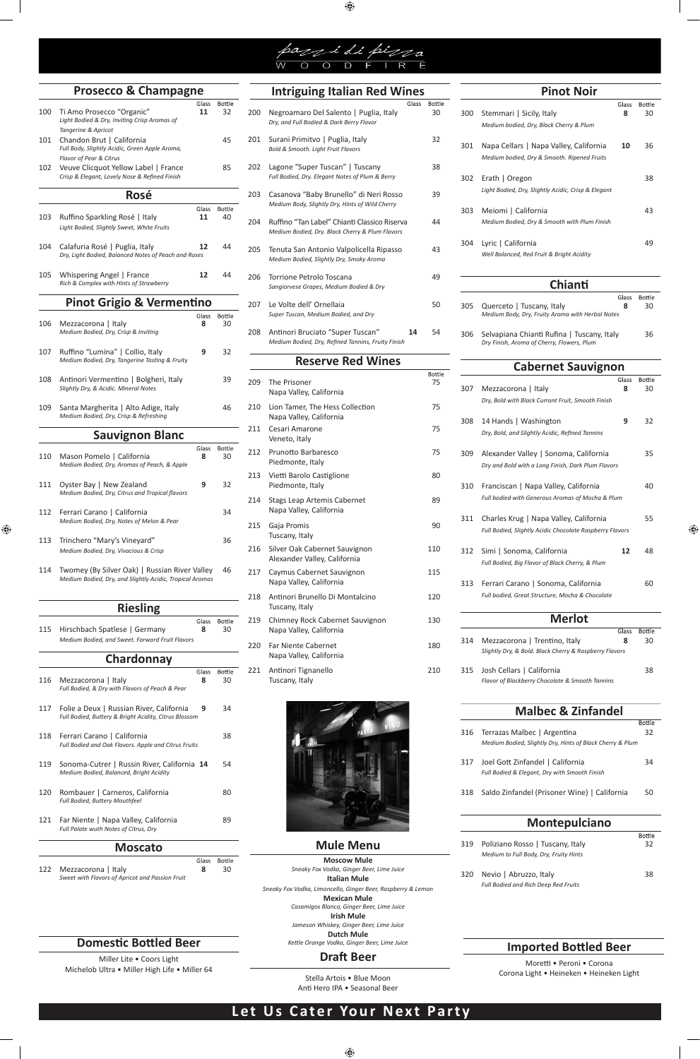# pazzi di pizza
WOODFIRE

## Prosecco & Champagne

| # | Wine | Glass | Bottle |
|---|---|---|---|
| 100 | Ti Amo Prosecco "Organic"<br>*Light Bodied & Dry, Inviting Crisp Aromas of Tangerine & Apricot* | 11 | 32 |
| 101 | Chandon Brut \| California<br>*Full Body, Slightly Acidic, Green Apple Aroma, Flavor of Pear & Citrus* | | 45 |
| 102 | Veuve Clicquot Yellow Label \| France<br>*Crisp & Elegant, Lovely Nose & Refined Finish* | | 85 |

## Rosé

| # | Wine | Glass | Bottle |
|---|---|---|---|
| 103 | Ruffino Sparkling Rosé \| Italy<br>*Light Bodied, Slightly Sweet, White Fruits* | 11 | 40 |
| 104 | Calafuria Rosé \| Puglia, Italy<br>*Dry, Light Bodied, Balanced Notes of Peach and Roses* | 12 | 44 |
| 105 | Whispering Angel \| France<br>*Rich & Complex with Hints of Strawberry* | 12 | 44 |

## Pinot Grigio & Vermentino

| # | Wine | Glass | Bottle |
|---|---|---|---|
| 106 | Mezzacorona \| Italy<br>*Medium Bodied, Dry, Crisp & Inviting* | 8 | 30 |
| 107 | Ruffino "Lumina" \| Collio, Italy<br>*Medium Bodied, Dry, Tangerine Tasting & Fruity* | 9 | 32 |
| 108 | Antinori Vermentino \| Bolgheri, Italy<br>*Slightly Dry, & Acidic. Mineral Notes* | | 39 |
| 109 | Santa Margherita \| Alto Adige, Italy<br>*Medium Bodied, Dry, Crisp & Refreshing* | | 46 |

## Sauvignon Blanc

| # | Wine | Glass | Bottle |
|---|---|---|---|
| 110 | Mason Pomelo \| California<br>*Medium Bodied, Dry, Aromas of Peach, & Apple* | 8 | 30 |
| 111 | Oyster Bay \| New Zealand<br>*Medium Bodied, Dry, Citrus and Tropical flavors* | 9 | 32 |
| 112 | Ferrari Carano \| California<br>*Medium Bodied, Dry, Notes of Melon & Pear* | | 34 |
| 113 | Trinchero "Mary's Vineyard"<br>*Medium Bodied, Dry, Vivacious & Crisp* | | 36 |
| 114 | Twomey (By Silver Oak) \| Russian River Valley<br>*Medium Bodied, Dry, and Slightly Acidic, Tropical Aromas* | | 46 |

## Riesling

| # | Wine | Glass | Bottle |
|---|---|---|---|
| 115 | Hirschbach Spatlese \| Germany<br>*Medium Bodied, and Sweet. Forward Fruit Flavors* | 8 | 30 |

## Chardonnay

| # | Wine | Glass | Bottle |
|---|---|---|---|
| 116 | Mezzacorona \| Italy<br>*Full Bodied, & Dry with Flavors of Peach & Pear* | 8 | 30 |
| 117 | Folie a Deux \| Russian River, California<br>*Full Bodied, Buttery & Bright Acidity, Citrus Blossom* | 9 | 34 |
| 118 | Ferrari Carano \| California<br>*Full Bodied and Oak Flavors. Apple and Citrus Fruits* | | 38 |
| 119 | Sonoma-Cutrer \| Russin River, California<br>*Medium Bodied, Balanced, Bright Acidity* | 14 | 54 |
| 120 | Rombauer \| Carneros, California<br>*Full Bodied, Buttery Mouthfeel* | | 80 |
| 121 | Far Niente \| Napa Valley, California<br>*Full Palate wuth Notes of Citrus, Dry* | | 89 |

## Moscato

| # | Wine | Glass | Bottle |
|---|---|---|---|
| 122 | Mezzacorona \| Italy<br>*Sweet with Flavors of Apricot and Passion Fruit* | 8 | 30 |

## Intriguing Italian Red Wines

| # | Wine | Glass | Bottle |
|---|---|---|---|
| 200 | Negroamaro Del Salento \| Puglia, Italy<br>*Dry, and Full Bodied & Dark Berry Flavor* | | 30 |
| 201 | Surani Primitvo \| Puglia, Italy<br>*Bold & Smooth. Light Fruit Flavors* | | 32 |
| 202 | Lagone "Super Tuscan" \| Tuscany<br>*Full Bodied, Dry. Elegant Notes of Plum & Berry* | | 38 |
| 203 | Casanova "Baby Brunello" di Neri Rosso<br>*Medium Body, Slightly Dry, Hints of Wild Cherry* | | 39 |
| 204 | Ruffino "Tan Label" Chianti Classico Riserva<br>*Medium Bodied, Dry. Black Cherry & Plum Flavors* | | 44 |
| 205 | Tenuta San Antonio Valpolicella Ripasso<br>*Medium Bodied, Slightly Dry, Smoky Aroma* | | 43 |
| 206 | Torrione Petrolo Toscana<br>*Sangiorvese Grapes, Medium Bodied & Dry* | | 49 |
| 207 | Le Volte dell' Ornellaia<br>*Super Tuscan, Medium Bodied, and Dry* | | 50 |
| 208 | Antinori Bruciato "Super Tuscan"<br>*Medium Bodied, Dry, Refined Tannins, Fruity Finish* | 14 | 54 |

## Reserve Red Wines

| # | Wine | Bottle |
|---|---|---|
| 209 | The Prisoner<br>Napa Valley, California | 75 |
| 210 | Lion Tamer, The Hess Collection<br>Napa Valley, California | 75 |
| 211 | Cesari Amarone<br>Veneto, Italy | 75 |
| 212 | Prunotto Barbaresco<br>Piedmonte, Italy | 75 |
| 213 | Vietti Barolo Castiglione<br>Piedmonte, Italy | 80 |
| 214 | Stags Leap Artemis Cabernet<br>Napa Valley, California | 89 |
| 215 | Gaja Promis<br>Tuscany, Italy | 90 |
| 216 | Silver Oak Cabernet Sauvignon<br>Alexander Valley, California | 110 |
| 217 | Caymus Cabernet Sauvignon<br>Napa Valley, California | 115 |
| 218 | Antinori Brunello Di Montalcino<br>Tuscany, Italy | 120 |
| 219 | Chimney Rock Cabernet Sauvignon<br>Napa Valley, California | 130 |
| 220 | Far Niente Cabernet<br>Napa Valley, California | 180 |
| 221 | Antinori Tignanello<br>Tuscany, Italy | 210 |

## Pinot Noir

| # | Wine | Glass | Bottle |
|---|---|---|---|
| 300 | Stemmari \| Sicily, Italy<br>*Medium bodied, Dry, Black Cherry & Plum* | 8 | 30 |
| 301 | Napa Cellars \| Napa Valley, California<br>*Medium bodied, Dry & Smooth. Ripened Fruits* | 10 | 36 |
| 302 | Erath \| Oregon<br>*Light Bodied, Dry, Slightly Acidic, Crisp & Elegant* | | 38 |
| 303 | Meiomi \| California<br>*Medium Bodied, Dry & Smooth with Plum Finish* | | 43 |
| 304 | Lyric \| California<br>*Well Balanced, Red Fruit & Bright Acidity* | | 49 |

## Chianti

| # | Wine | Glass | Bottle |
|---|---|---|---|
| 305 | Querceto \| Tuscany, Italy<br>*Medium Body, Dry, Fruity Aroma with Herbal Notes* | 8 | 30 |
| 306 | Selvapiana Chianti Rufina \| Tuscany, Italy<br>*Dry Finish, Aroma of Cherry, Flowers, Plum* | | 36 |

## Cabernet Sauvignon

| # | Wine | Glass | Bottle |
|---|---|---|---|
| 307 | Mezzacorona \| Italy<br>*Dry, Bold with Black Currant Fruit, Smooth Finish* | 8 | 30 |
| 308 | 14 Hands \| Washington<br>*Dry, Bold, and Slightly Acidic, Refined Tannins* | 9 | 32 |
| 309 | Alexander Valley \| Sonoma, California<br>*Dry and Bold with a Long Finish, Dark Plum Flavors* | | 35 |
| 310 | Franciscan \| Napa Valley, California<br>*Full bodied with Generous Aromas of Mocha & Plum* | | 40 |
| 311 | Charles Krug \| Napa Valley, California<br>*Full Bodied, Slightly Acidic Chocolate Raspberry Flavors* | | 55 |
| 312 | Simi \| Sonoma, California<br>*Full Bodied, Big Flavor of Black Cherry, & Plum* | 12 | 48 |
| 313 | Ferrari Carano \| Sonoma, California<br>*Full bodied, Great Structure, Mocha & Chocolate* | | 60 |

## Merlot

| # | Wine | Glass | Bottle |
|---|---|---|---|
| 314 | Mezzacorona \| Trentino, Italy<br>*Slightly Dry, & Bold. Black Cherry & Raspberry Flavors* | 8 | 30 |
| 315 | Josh Cellars \| California<br>*Flavor of Blackberry Chocolate & Smooth Tannins* | | 38 |

## Malbec & Zinfandel

| # | Wine | Bottle |
|---|---|---|
| 316 | Terrazas Malbec \| Argentina<br>*Medium Bodied, Slightly Dry, Hints of Black Cherry & Plum* | 32 |
| 317 | Joel Gott Zinfandel \| California<br>*Full Bodied & Elegant, Dry with Smooth Finish* | 34 |
| 318 | Saldo Zinfandel (Prisoner Wine) \| California | 50 |

## Montepulciano

| # | Wine | Bottle |
|---|---|---|
| 319 | Poliziano Rosso \| Tuscany, Italy<br>*Medium to Full Body, Dry, Fruity Hints* | 32 |
| 320 | Nevio \| Abruzzo, Italy<br>*Full Bodied and Rich Deep Red Fruits* | 38 |

## Mule Menu

**Moscow Mule**
*Sneaky Fox Vodka, Ginger Beer, Lime Juice*

**Italian Mule**
*Sneaky Fox Vodka, Limoncello, Ginger Beer, Raspberry & Lemon*

**Mexican Mule**
*Casamigos Blanco, Ginger Beer, Lime Juice*

**Irish Mule**
*Jameson Whiskey, Ginger Beer, Lime Juice*

**Dutch Mule**
*Kettle Orange Vodka, Ginger Beer, Lime Juice*

## Draft Beer

Stella Artois • Blue Moon
Anti Hero IPA • Seasonal Beer

## Domestic Bottled Beer

Miller Lite • Coors Light
Michelob Ultra • Miller High Life • Miller 64

## Imported Bottled Beer

Moretti • Peroni • Corona
Corona Light • Heineken • Heineken Light

**Let Us Cater Your Next Party**